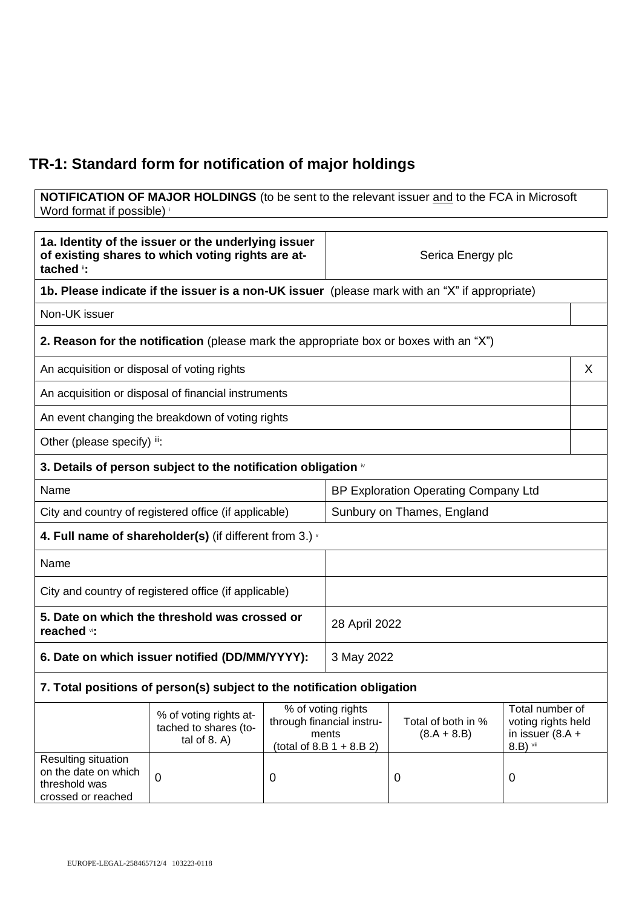# TR-1: Standard form for notification of major holdings

| **NOTIFICATION OF MAJOR HOLDINGS** (to be sent to the relevant issuer and to the FCA in Microsoft Word format if possible) [i] |
|---|

| | |
|---|---|
| **1a. Identity of the issuer or the underlying issuer of existing shares to which voting rights are attached [ii]:** | Serica Energy plc |

| **1b. Please indicate if the issuer is a non-UK issuer** (please mark with an "X" if appropriate) | |
|---|---|
| Non-UK issuer | |
| **2. Reason for the notification** (please mark the appropriate box or boxes with an "X") | |
| An acquisition or disposal of voting rights | X |
| An acquisition or disposal of financial instruments | |
| An event changing the breakdown of voting rights | |
| Other (please specify) [iii]: | |

| **3. Details of person subject to the notification obligation** [iv] | |
|---|---|
| Name | BP Exploration Operating Company Ltd |
| City and country of registered office (if applicable) | Sunbury on Thames, England |
| **4. Full name of shareholder(s)** (if different from 3.) [v] | |
| Name | |
| City and country of registered office (if applicable) | |
| **5. Date on which the threshold was crossed or reached [vi]:** | 28 April 2022 |
| **6. Date on which issuer notified (DD/MM/YYYY):** | 3 May 2022 |

**7. Total positions of person(s) subject to the notification obligation**

| | % of voting rights attached to shares (total of 8. A) | % of voting rights through financial instruments (total of 8.B 1 + 8.B 2) | Total of both in % (8.A + 8.B) | Total number of voting rights held in issuer (8.A + 8.B) [vii] |
|---|---|---|---|---|
| Resulting situation on the date on which threshold was crossed or reached | 0 | 0 | 0 | 0 |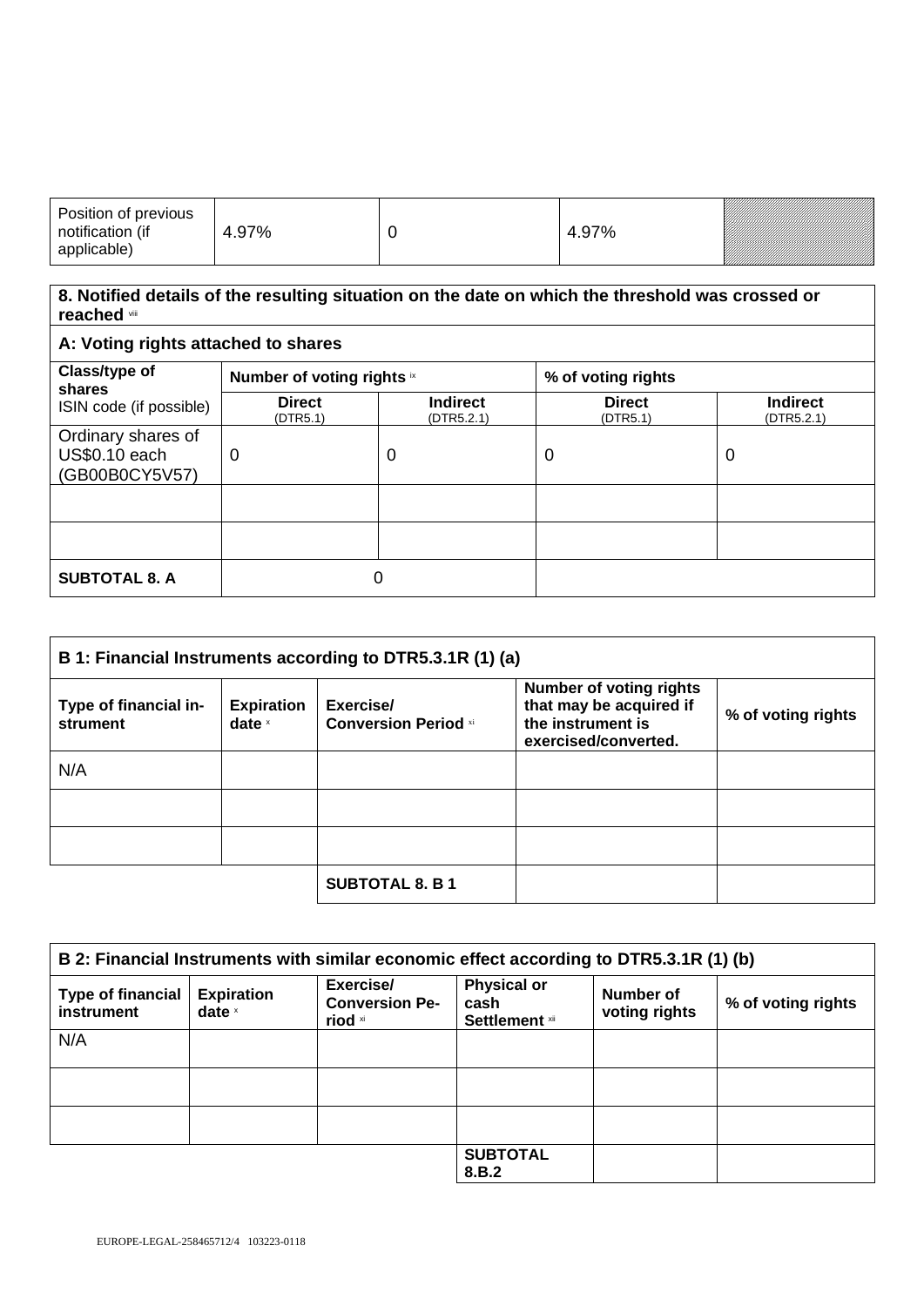| Position of previous notification (if applicable) | 4.97% | 0 | 4.97% | |
|---|---|---|---|---|

| 8. Notified details of the resulting situation on the date on which the threshold was crossed or reached [viii] | | | | |
|---|---|---|---|---|
| **A: Voting rights attached to shares** | | | | |
| **Class/type of shares** ISIN code (if possible) | **Number of voting rights** [ix] | | **% of voting rights** | |
| | **Direct** (DTR5.1) | **Indirect** (DTR5.2.1) | **Direct** (DTR5.1) | **Indirect** (DTR5.2.1) |
| Ordinary shares of US$0.10 each (GB00B0CY5V57) | 0 | 0 | 0 | 0 |
| | | | | |
| | | | | |
| **SUBTOTAL 8. A** | 0 | | | |

| B 1: Financial Instruments according to DTR5.3.1R (1) (a) | | | | |
|---|---|---|---|---|
| **Type of financial instrument** | **Expiration date** [x] | **Exercise/ Conversion Period** [xi] | **Number of voting rights that may be acquired if the instrument is exercised/converted.** | **% of voting rights** |
| N/A | | | | |
| | | | | |
| | | | | |
| | | **SUBTOTAL 8. B 1** | | |

| B 2: Financial Instruments with similar economic effect according to DTR5.3.1R (1) (b) | | | | | |
|---|---|---|---|---|---|
| **Type of financial instrument** | **Expiration date** [x] | **Exercise/ Conversion Period** [xi] | **Physical or cash Settlement** [xii] | **Number of voting rights** | **% of voting rights** |
| N/A | | | | | |
| | | | | | |
| | | | | | |
| | | | **SUBTOTAL 8.B.2** | | |

EUROPE-LEGAL-258465712/4 103223-0118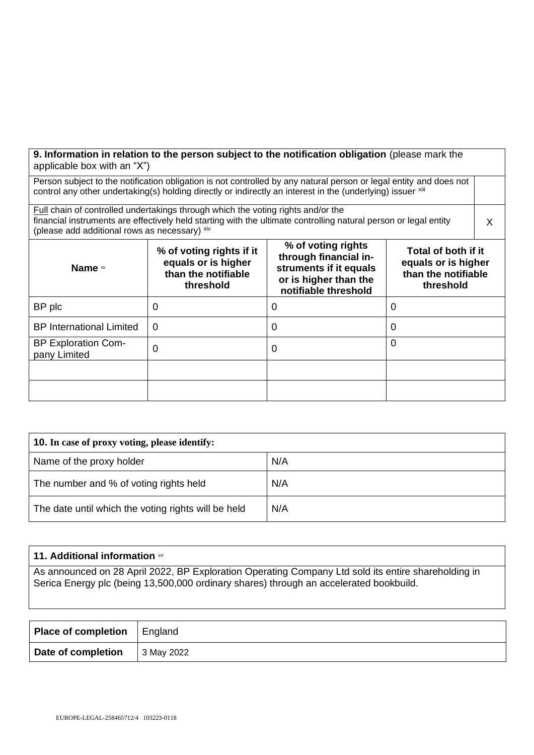| **9. Information in relation to the person subject to the notification obligation** (please mark the applicable box with an "X") | |
|---|---|
| Person subject to the notification obligation is not controlled by any natural person or legal entity and does not control any other undertaking(s) holding directly or indirectly an interest in the (underlying) issuer [xiii] | |
| Full chain of controlled undertakings through which the voting rights and/or the financial instruments are effectively held starting with the ultimate controlling natural person or legal entity (please add additional rows as necessary) [xiv] | X |

| **Name** [xv] | **% of voting rights if it equals or is higher than the notifiable threshold** | **% of voting rights through financial instruments if it equals or is higher than the notifiable threshold** | **Total of both if it equals or is higher than the notifiable threshold** |
|---|---|---|---|
| BP plc | 0 | 0 | 0 |
| BP International Limited | 0 | 0 | 0 |
| BP Exploration Company Limited | 0 | 0 | 0 |
| | | | |
| | | | |

| **10. In case of proxy voting, please identify:** | |
|---|---|
| Name of the proxy holder | N/A |
| The number and % of voting rights held | N/A |
| The date until which the voting rights will be held | N/A |

**11. Additional information** [xvi]

As announced on 28 April 2022, BP Exploration Operating Company Ltd sold its entire shareholding in Serica Energy plc (being 13,500,000 ordinary shares) through an accelerated bookbuild.

| | |
|---|---|
| **Place of completion** | England |
| **Date of completion** | 3 May 2022 |

EUROPE-LEGAL-258465712/4 103223-0118